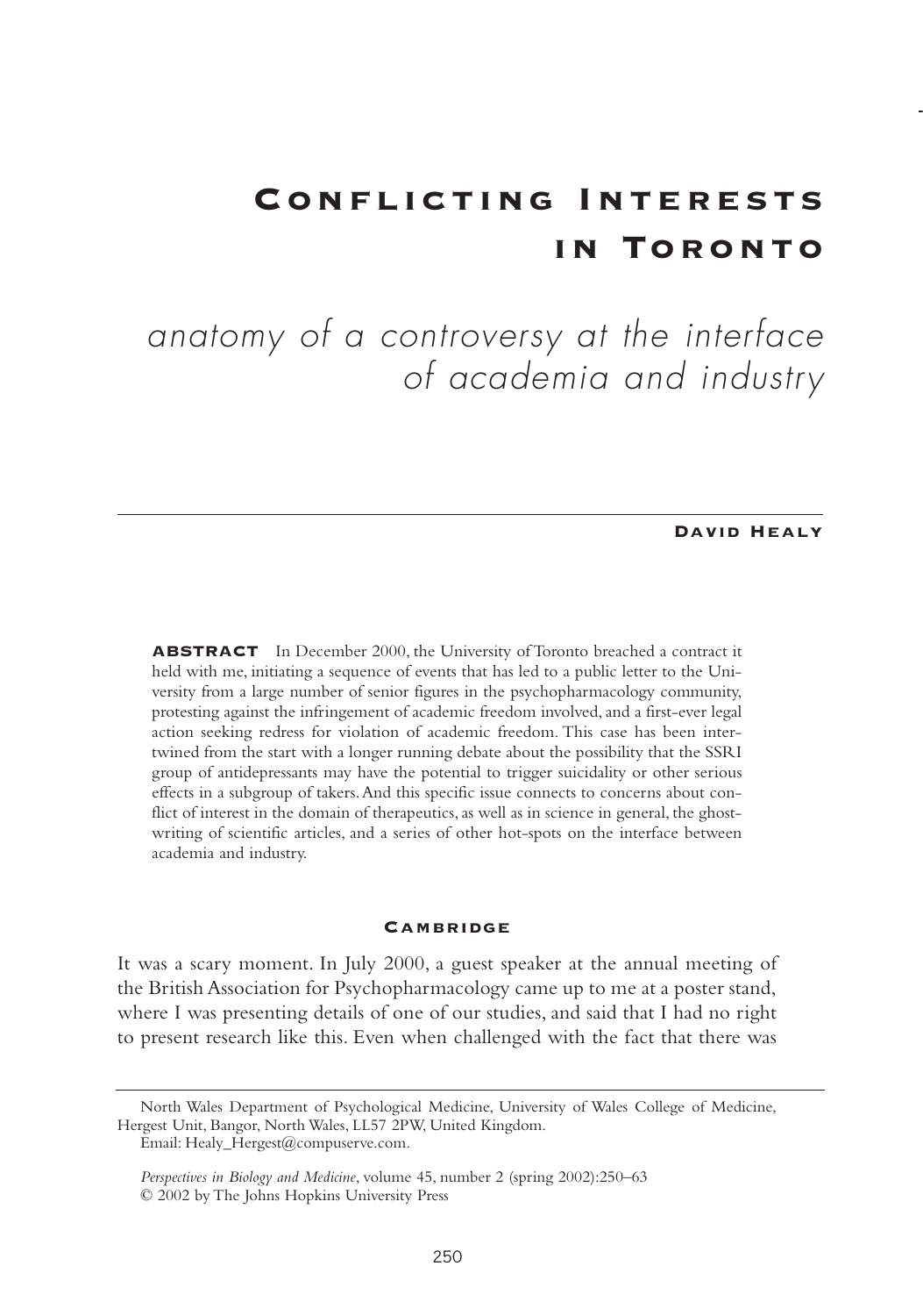# Conflicting Interests in Toronto

*anatomy of a controversy at the interface of academia and industry*

**David Healy**

**ABSTRACT** In December 2000, the University of Toronto breached a contract it held with me, initiating a sequence of events that has led to a public letter to the University from a large number of senior figures in the psychopharmacology community, protesting against the infringement of academic freedom involved, and a first-ever legal action seeking redress for violation of academic freedom. This case has been intertwined from the start with a longer running debate about the possibility that the SSRI group of antidepressants may have the potential to trigger suicidality or other serious effects in a subgroup of takers. And this specific issue connects to concerns about conflict of interest in the domain of therapeutics, as well as in science in general, the ghost-writing of scientific articles, and a series of other hot-spots on the interface between academia and industry.

## Cambridge

It was a scary moment. In July 2000, a guest speaker at the annual meeting of the British Association for Psychopharmacology came up to me at a poster stand, where I was presenting details of one of our studies, and said that I had no right to present research like this. Even when challenged with the fact that there was

North Wales Department of Psychological Medicine, University of Wales College of Medicine, Hergest Unit, Bangor, North Wales, LL57 2PW, United Kingdom.
Email: Healy_Hergest@compuserve.com.

*Perspectives in Biology and Medicine*, volume 45, number 2 (spring 2002):250–63
© 2002 by The Johns Hopkins University Press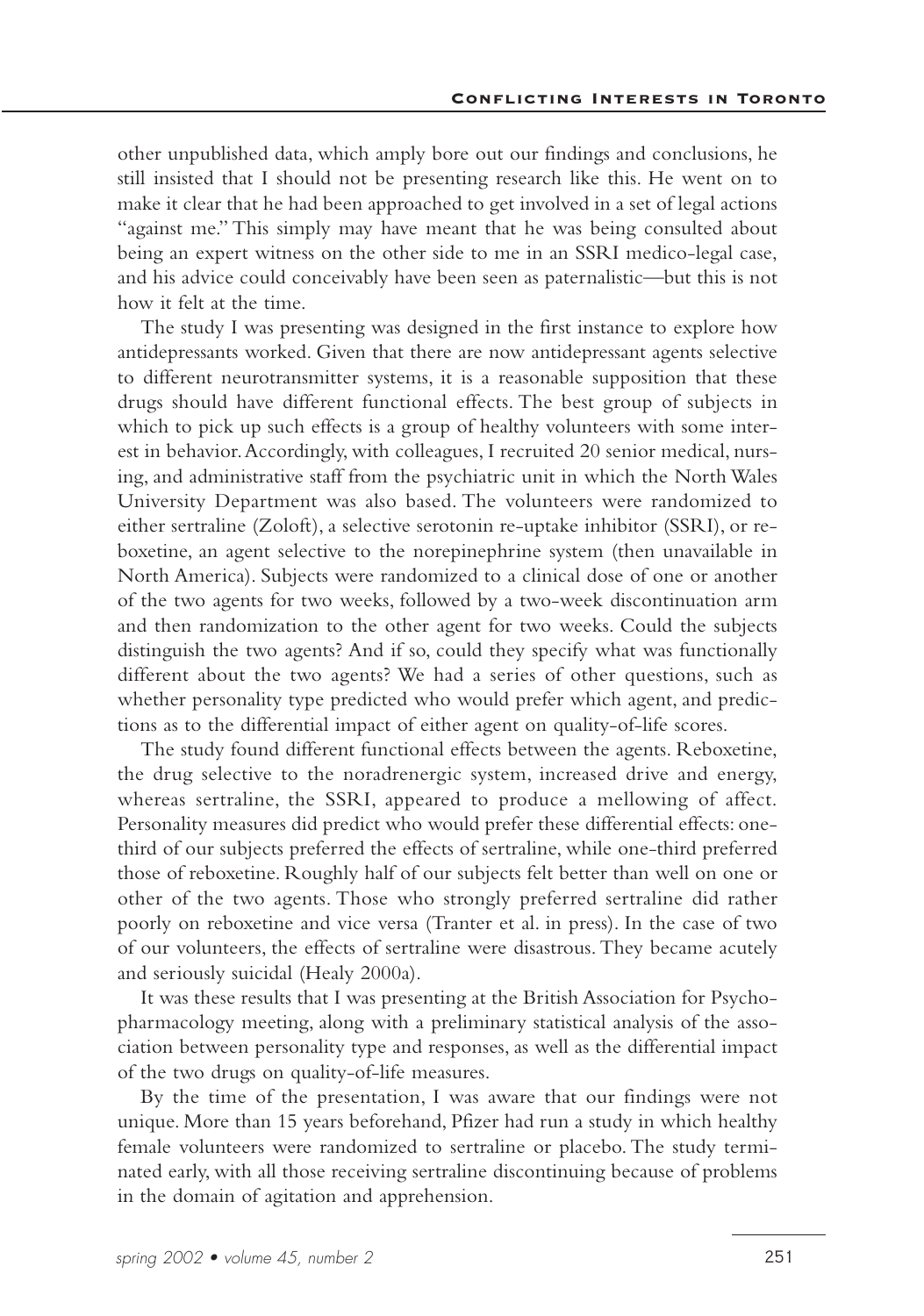other unpublished data, which amply bore out our findings and conclusions, he still insisted that I should not be presenting research like this. He went on to make it clear that he had been approached to get involved in a set of legal actions "against me." This simply may have meant that he was being consulted about being an expert witness on the other side to me in an SSRI medico-legal case, and his advice could conceivably have been seen as paternalistic—but this is not how it felt at the time.

The study I was presenting was designed in the first instance to explore how antidepressants worked. Given that there are now antidepressant agents selective to different neurotransmitter systems, it is a reasonable supposition that these drugs should have different functional effects. The best group of subjects in which to pick up such effects is a group of healthy volunteers with some interest in behavior. Accordingly, with colleagues, I recruited 20 senior medical, nursing, and administrative staff from the psychiatric unit in which the North Wales University Department was also based. The volunteers were randomized to either sertraline (Zoloft), a selective serotonin re-uptake inhibitor (SSRI), or reboxetine, an agent selective to the norepinephrine system (then unavailable in North America). Subjects were randomized to a clinical dose of one or another of the two agents for two weeks, followed by a two-week discontinuation arm and then randomization to the other agent for two weeks. Could the subjects distinguish the two agents? And if so, could they specify what was functionally different about the two agents? We had a series of other questions, such as whether personality type predicted who would prefer which agent, and predictions as to the differential impact of either agent on quality-of-life scores.

The study found different functional effects between the agents. Reboxetine, the drug selective to the noradrenergic system, increased drive and energy, whereas sertraline, the SSRI, appeared to produce a mellowing of affect. Personality measures did predict who would prefer these differential effects: one-third of our subjects preferred the effects of sertraline, while one-third preferred those of reboxetine. Roughly half of our subjects felt better than well on one or other of the two agents. Those who strongly preferred sertraline did rather poorly on reboxetine and vice versa (Tranter et al. in press). In the case of two of our volunteers, the effects of sertraline were disastrous. They became acutely and seriously suicidal (Healy 2000a).

It was these results that I was presenting at the British Association for Psychopharmacology meeting, along with a preliminary statistical analysis of the association between personality type and responses, as well as the differential impact of the two drugs on quality-of-life measures.

By the time of the presentation, I was aware that our findings were not unique. More than 15 years beforehand, Pfizer had run a study in which healthy female volunteers were randomized to sertraline or placebo. The study terminated early, with all those receiving sertraline discontinuing because of problems in the domain of agitation and apprehension.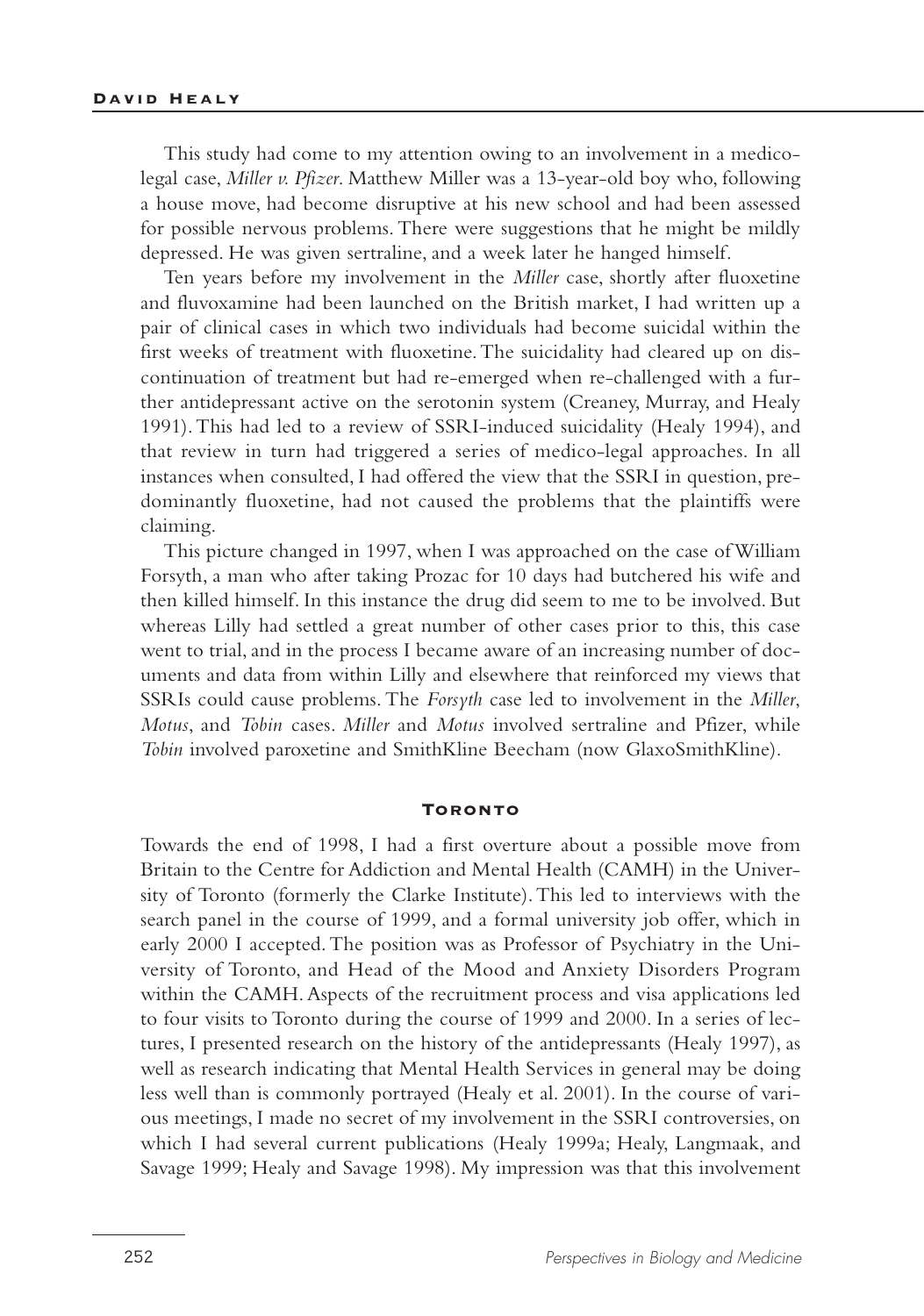This study had come to my attention owing to an involvement in a medico-legal case, *Miller v. Pfizer*. Matthew Miller was a 13-year-old boy who, following a house move, had become disruptive at his new school and had been assessed for possible nervous problems. There were suggestions that he might be mildly depressed. He was given sertraline, and a week later he hanged himself.

Ten years before my involvement in the *Miller* case, shortly after fluoxetine and fluvoxamine had been launched on the British market, I had written up a pair of clinical cases in which two individuals had become suicidal within the first weeks of treatment with fluoxetine. The suicidality had cleared up on discontinuation of treatment but had re-emerged when re-challenged with a further antidepressant active on the serotonin system (Creaney, Murray, and Healy 1991). This had led to a review of SSRI-induced suicidality (Healy 1994), and that review in turn had triggered a series of medico-legal approaches. In all instances when consulted, I had offered the view that the SSRI in question, predominantly fluoxetine, had not caused the problems that the plaintiffs were claiming.

This picture changed in 1997, when I was approached on the case of William Forsyth, a man who after taking Prozac for 10 days had butchered his wife and then killed himself. In this instance the drug did seem to me to be involved. But whereas Lilly had settled a great number of other cases prior to this, this case went to trial, and in the process I became aware of an increasing number of documents and data from within Lilly and elsewhere that reinforced my views that SSRIs could cause problems. The *Forsyth* case led to involvement in the *Miller*, *Motus*, and *Tobin* cases. *Miller* and *Motus* involved sertraline and Pfizer, while *Tobin* involved paroxetine and SmithKline Beecham (now GlaxoSmithKline).

## Toronto

Towards the end of 1998, I had a first overture about a possible move from Britain to the Centre for Addiction and Mental Health (CAMH) in the University of Toronto (formerly the Clarke Institute). This led to interviews with the search panel in the course of 1999, and a formal university job offer, which in early 2000 I accepted. The position was as Professor of Psychiatry in the University of Toronto, and Head of the Mood and Anxiety Disorders Program within the CAMH. Aspects of the recruitment process and visa applications led to four visits to Toronto during the course of 1999 and 2000. In a series of lectures, I presented research on the history of the antidepressants (Healy 1997), as well as research indicating that Mental Health Services in general may be doing less well than is commonly portrayed (Healy et al. 2001). In the course of various meetings, I made no secret of my involvement in the SSRI controversies, on which I had several current publications (Healy 1999a; Healy, Langmaak, and Savage 1999; Healy and Savage 1998). My impression was that this involvement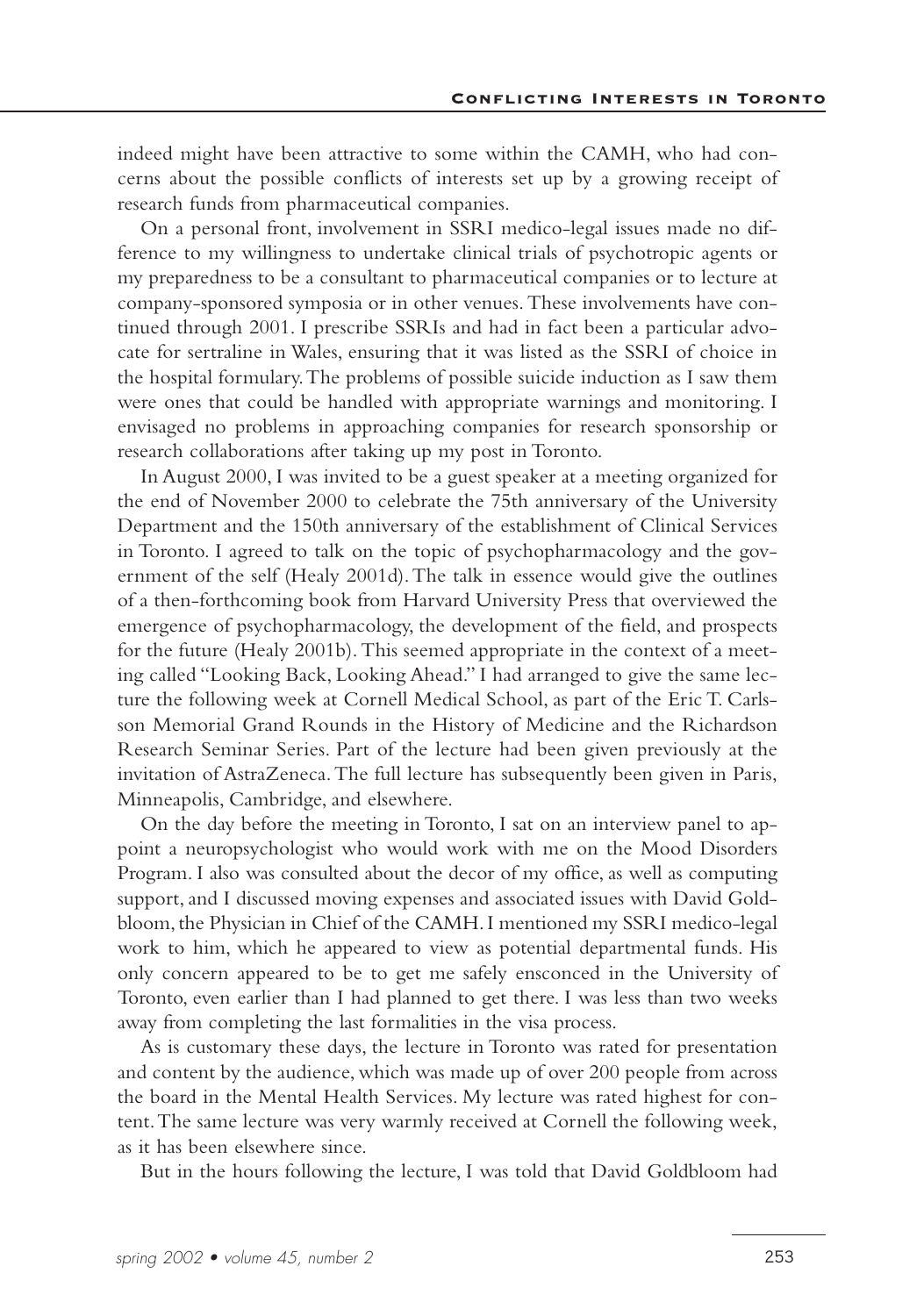indeed might have been attractive to some within the CAMH, who had concerns about the possible conflicts of interests set up by a growing receipt of research funds from pharmaceutical companies.

On a personal front, involvement in SSRI medico-legal issues made no difference to my willingness to undertake clinical trials of psychotropic agents or my preparedness to be a consultant to pharmaceutical companies or to lecture at company-sponsored symposia or in other venues. These involvements have continued through 2001. I prescribe SSRIs and had in fact been a particular advocate for sertraline in Wales, ensuring that it was listed as the SSRI of choice in the hospital formulary. The problems of possible suicide induction as I saw them were ones that could be handled with appropriate warnings and monitoring. I envisaged no problems in approaching companies for research sponsorship or research collaborations after taking up my post in Toronto.

In August 2000, I was invited to be a guest speaker at a meeting organized for the end of November 2000 to celebrate the 75th anniversary of the University Department and the 150th anniversary of the establishment of Clinical Services in Toronto. I agreed to talk on the topic of psychopharmacology and the government of the self (Healy 2001d). The talk in essence would give the outlines of a then-forthcoming book from Harvard University Press that overviewed the emergence of psychopharmacology, the development of the field, and prospects for the future (Healy 2001b). This seemed appropriate in the context of a meeting called "Looking Back, Looking Ahead." I had arranged to give the same lecture the following week at Cornell Medical School, as part of the Eric T. Carlsson Memorial Grand Rounds in the History of Medicine and the Richardson Research Seminar Series. Part of the lecture had been given previously at the invitation of AstraZeneca. The full lecture has subsequently been given in Paris, Minneapolis, Cambridge, and elsewhere.

On the day before the meeting in Toronto, I sat on an interview panel to appoint a neuropsychologist who would work with me on the Mood Disorders Program. I also was consulted about the decor of my office, as well as computing support, and I discussed moving expenses and associated issues with David Goldbloom, the Physician in Chief of the CAMH. I mentioned my SSRI medico-legal work to him, which he appeared to view as potential departmental funds. His only concern appeared to be to get me safely ensconced in the University of Toronto, even earlier than I had planned to get there. I was less than two weeks away from completing the last formalities in the visa process.

As is customary these days, the lecture in Toronto was rated for presentation and content by the audience, which was made up of over 200 people from across the board in the Mental Health Services. My lecture was rated highest for content. The same lecture was very warmly received at Cornell the following week, as it has been elsewhere since.

But in the hours following the lecture, I was told that David Goldbloom had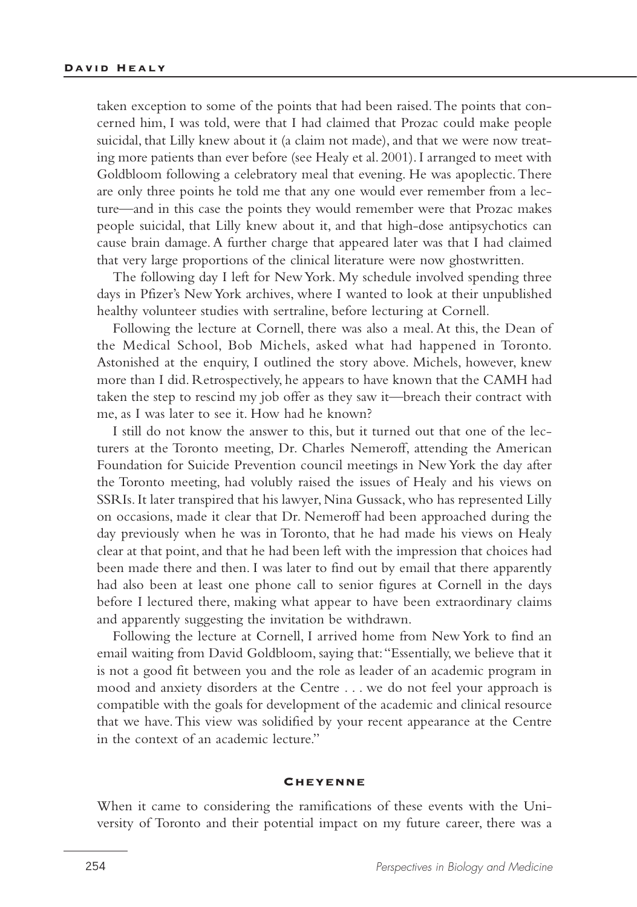taken exception to some of the points that had been raised. The points that concerned him, I was told, were that I had claimed that Prozac could make people suicidal, that Lilly knew about it (a claim not made), and that we were now treating more patients than ever before (see Healy et al. 2001). I arranged to meet with Goldbloom following a celebratory meal that evening. He was apoplectic. There are only three points he told me that any one would ever remember from a lecture—and in this case the points they would remember were that Prozac makes people suicidal, that Lilly knew about it, and that high-dose antipsychotics can cause brain damage. A further charge that appeared later was that I had claimed that very large proportions of the clinical literature were now ghostwritten.

The following day I left for New York. My schedule involved spending three days in Pfizer's New York archives, where I wanted to look at their unpublished healthy volunteer studies with sertraline, before lecturing at Cornell.

Following the lecture at Cornell, there was also a meal. At this, the Dean of the Medical School, Bob Michels, asked what had happened in Toronto. Astonished at the enquiry, I outlined the story above. Michels, however, knew more than I did. Retrospectively, he appears to have known that the CAMH had taken the step to rescind my job offer as they saw it—breach their contract with me, as I was later to see it. How had he known?

I still do not know the answer to this, but it turned out that one of the lecturers at the Toronto meeting, Dr. Charles Nemeroff, attending the American Foundation for Suicide Prevention council meetings in New York the day after the Toronto meeting, had volubly raised the issues of Healy and his views on SSRIs. It later transpired that his lawyer, Nina Gussack, who has represented Lilly on occasions, made it clear that Dr. Nemeroff had been approached during the day previously when he was in Toronto, that he had made his views on Healy clear at that point, and that he had been left with the impression that choices had been made there and then. I was later to find out by email that there apparently had also been at least one phone call to senior figures at Cornell in the days before I lectured there, making what appear to have been extraordinary claims and apparently suggesting the invitation be withdrawn.

Following the lecture at Cornell, I arrived home from New York to find an email waiting from David Goldbloom, saying that: "Essentially, we believe that it is not a good fit between you and the role as leader of an academic program in mood and anxiety disorders at the Centre . . . we do not feel your approach is compatible with the goals for development of the academic and clinical resource that we have. This view was solidified by your recent appearance at the Centre in the context of an academic lecture."

## Cheyenne

When it came to considering the ramifications of these events with the University of Toronto and their potential impact on my future career, there was a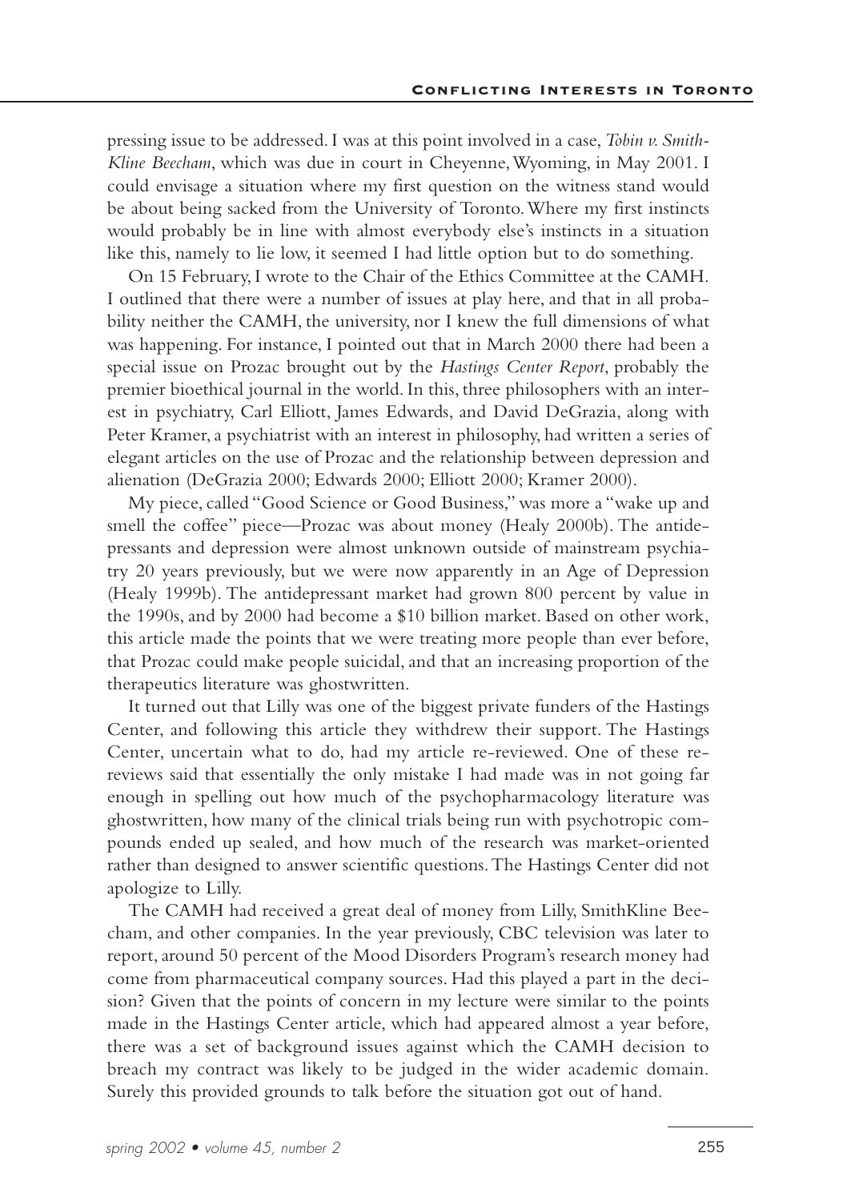pressing issue to be addressed. I was at this point involved in a case, *Tobin v. SmithKline Beecham*, which was due in court in Cheyenne, Wyoming, in May 2001. I could envisage a situation where my first question on the witness stand would be about being sacked from the University of Toronto. Where my first instincts would probably be in line with almost everybody else's instincts in a situation like this, namely to lie low, it seemed I had little option but to do something.

On 15 February, I wrote to the Chair of the Ethics Committee at the CAMH. I outlined that there were a number of issues at play here, and that in all probability neither the CAMH, the university, nor I knew the full dimensions of what was happening. For instance, I pointed out that in March 2000 there had been a special issue on Prozac brought out by the *Hastings Center Report*, probably the premier bioethical journal in the world. In this, three philosophers with an interest in psychiatry, Carl Elliott, James Edwards, and David DeGrazia, along with Peter Kramer, a psychiatrist with an interest in philosophy, had written a series of elegant articles on the use of Prozac and the relationship between depression and alienation (DeGrazia 2000; Edwards 2000; Elliott 2000; Kramer 2000).

My piece, called "Good Science or Good Business," was more a "wake up and smell the coffee" piece—Prozac was about money (Healy 2000b). The antidepressants and depression were almost unknown outside of mainstream psychiatry 20 years previously, but we were now apparently in an Age of Depression (Healy 1999b). The antidepressant market had grown 800 percent by value in the 1990s, and by 2000 had become a $10 billion market. Based on other work, this article made the points that we were treating more people than ever before, that Prozac could make people suicidal, and that an increasing proportion of the therapeutics literature was ghostwritten.

It turned out that Lilly was one of the biggest private funders of the Hastings Center, and following this article they withdrew their support. The Hastings Center, uncertain what to do, had my article re-reviewed. One of these re-reviews said that essentially the only mistake I had made was in not going far enough in spelling out how much of the psychopharmacology literature was ghostwritten, how many of the clinical trials being run with psychotropic compounds ended up sealed, and how much of the research was market-oriented rather than designed to answer scientific questions. The Hastings Center did not apologize to Lilly.

The CAMH had received a great deal of money from Lilly, SmithKline Beecham, and other companies. In the year previously, CBC television was later to report, around 50 percent of the Mood Disorders Program's research money had come from pharmaceutical company sources. Had this played a part in the decision? Given that the points of concern in my lecture were similar to the points made in the Hastings Center article, which had appeared almost a year before, there was a set of background issues against which the CAMH decision to breach my contract was likely to be judged in the wider academic domain. Surely this provided grounds to talk before the situation got out of hand.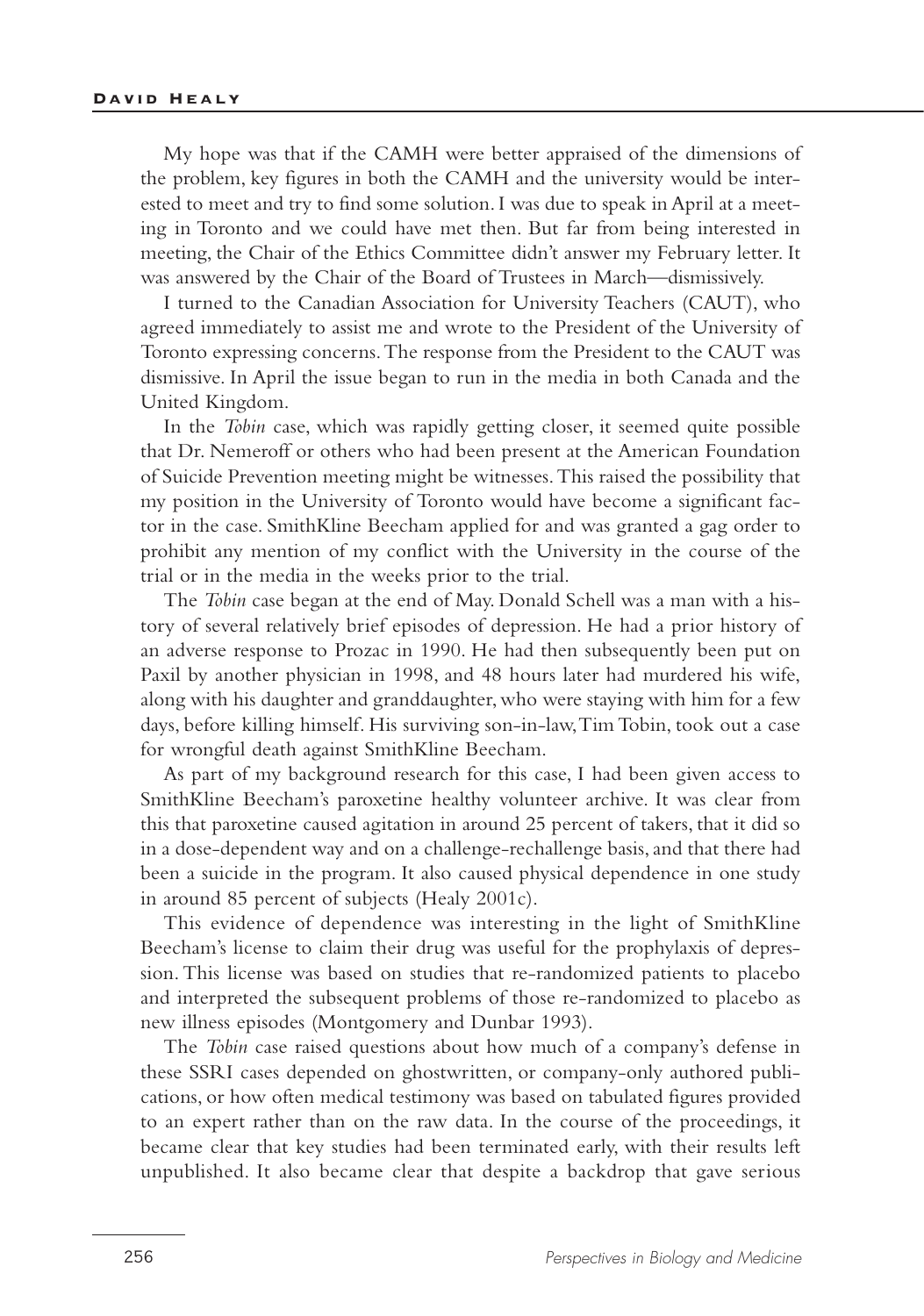My hope was that if the CAMH were better appraised of the dimensions of the problem, key figures in both the CAMH and the university would be interested to meet and try to find some solution. I was due to speak in April at a meeting in Toronto and we could have met then. But far from being interested in meeting, the Chair of the Ethics Committee didn't answer my February letter. It was answered by the Chair of the Board of Trustees in March—dismissively.

I turned to the Canadian Association for University Teachers (CAUT), who agreed immediately to assist me and wrote to the President of the University of Toronto expressing concerns. The response from the President to the CAUT was dismissive. In April the issue began to run in the media in both Canada and the United Kingdom.

In the *Tobin* case, which was rapidly getting closer, it seemed quite possible that Dr. Nemeroff or others who had been present at the American Foundation of Suicide Prevention meeting might be witnesses. This raised the possibility that my position in the University of Toronto would have become a significant factor in the case. SmithKline Beecham applied for and was granted a gag order to prohibit any mention of my conflict with the University in the course of the trial or in the media in the weeks prior to the trial.

The *Tobin* case began at the end of May. Donald Schell was a man with a history of several relatively brief episodes of depression. He had a prior history of an adverse response to Prozac in 1990. He had then subsequently been put on Paxil by another physician in 1998, and 48 hours later had murdered his wife, along with his daughter and granddaughter, who were staying with him for a few days, before killing himself. His surviving son-in-law, Tim Tobin, took out a case for wrongful death against SmithKline Beecham.

As part of my background research for this case, I had been given access to SmithKline Beecham's paroxetine healthy volunteer archive. It was clear from this that paroxetine caused agitation in around 25 percent of takers, that it did so in a dose-dependent way and on a challenge-rechallenge basis, and that there had been a suicide in the program. It also caused physical dependence in one study in around 85 percent of subjects (Healy 2001c).

This evidence of dependence was interesting in the light of SmithKline Beecham's license to claim their drug was useful for the prophylaxis of depression. This license was based on studies that re-randomized patients to placebo and interpreted the subsequent problems of those re-randomized to placebo as new illness episodes (Montgomery and Dunbar 1993).

The *Tobin* case raised questions about how much of a company's defense in these SSRI cases depended on ghostwritten, or company-only authored publications, or how often medical testimony was based on tabulated figures provided to an expert rather than on the raw data. In the course of the proceedings, it became clear that key studies had been terminated early, with their results left unpublished. It also became clear that despite a backdrop that gave serious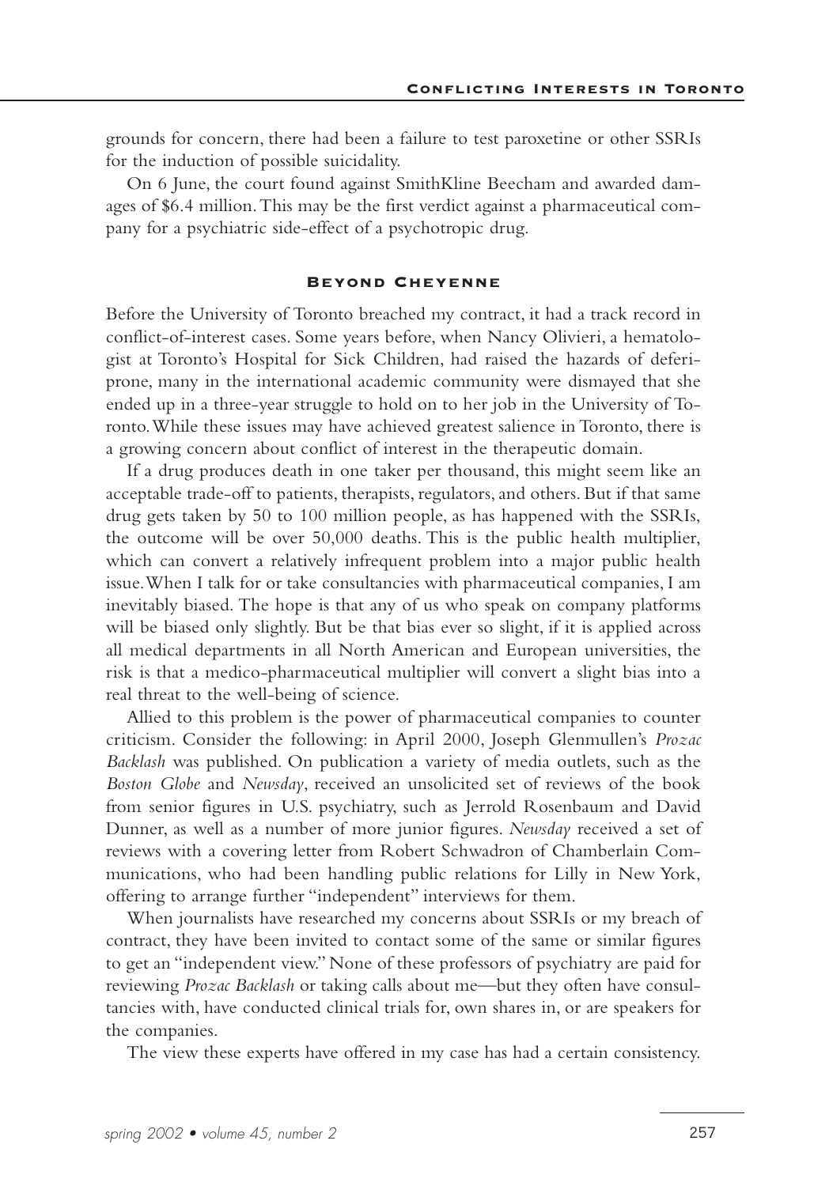grounds for concern, there had been a failure to test paroxetine or other SSRIs for the induction of possible suicidality.

On 6 June, the court found against SmithKline Beecham and awarded damages of $6.4 million. This may be the first verdict against a pharmaceutical company for a psychiatric side-effect of a psychotropic drug.

## Beyond Cheyenne

Before the University of Toronto breached my contract, it had a track record in conflict-of-interest cases. Some years before, when Nancy Olivieri, a hematologist at Toronto's Hospital for Sick Children, had raised the hazards of deferiprone, many in the international academic community were dismayed that she ended up in a three-year struggle to hold on to her job in the University of Toronto. While these issues may have achieved greatest salience in Toronto, there is a growing concern about conflict of interest in the therapeutic domain.

If a drug produces death in one taker per thousand, this might seem like an acceptable trade-off to patients, therapists, regulators, and others. But if that same drug gets taken by 50 to 100 million people, as has happened with the SSRIs, the outcome will be over 50,000 deaths. This is the public health multiplier, which can convert a relatively infrequent problem into a major public health issue. When I talk for or take consultancies with pharmaceutical companies, I am inevitably biased. The hope is that any of us who speak on company platforms will be biased only slightly. But be that bias ever so slight, if it is applied across all medical departments in all North American and European universities, the risk is that a medico-pharmaceutical multiplier will convert a slight bias into a real threat to the well-being of science.

Allied to this problem is the power of pharmaceutical companies to counter criticism. Consider the following: in April 2000, Joseph Glenmullen's *Prozac Backlash* was published. On publication a variety of media outlets, such as the *Boston Globe* and *Newsday*, received an unsolicited set of reviews of the book from senior figures in U.S. psychiatry, such as Jerrold Rosenbaum and David Dunner, as well as a number of more junior figures. *Newsday* received a set of reviews with a covering letter from Robert Schwadron of Chamberlain Communications, who had been handling public relations for Lilly in New York, offering to arrange further "independent" interviews for them.

When journalists have researched my concerns about SSRIs or my breach of contract, they have been invited to contact some of the same or similar figures to get an "independent view." None of these professors of psychiatry are paid for reviewing *Prozac Backlash* or taking calls about me—but they often have consultancies with, have conducted clinical trials for, own shares in, or are speakers for the companies.

The view these experts have offered in my case has had a certain consistency.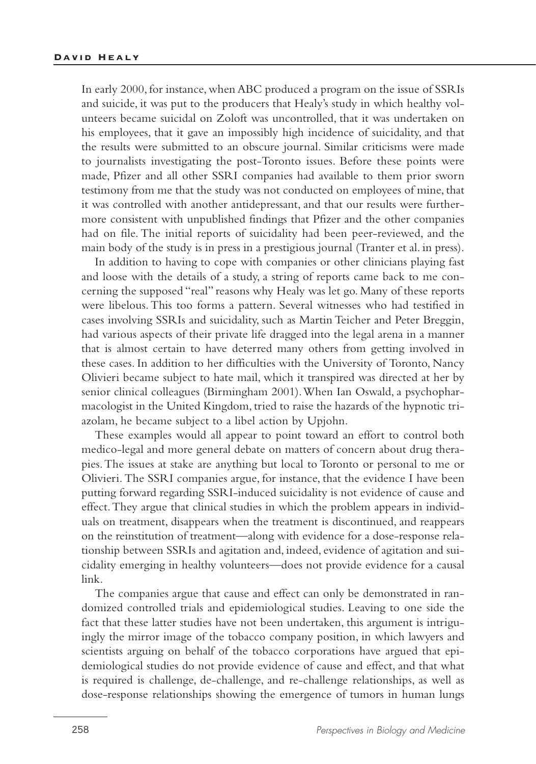In early 2000, for instance, when ABC produced a program on the issue of SSRIs and suicide, it was put to the producers that Healy's study in which healthy volunteers became suicidal on Zoloft was uncontrolled, that it was undertaken on his employees, that it gave an impossibly high incidence of suicidality, and that the results were submitted to an obscure journal. Similar criticisms were made to journalists investigating the post-Toronto issues. Before these points were made, Pfizer and all other SSRI companies had available to them prior sworn testimony from me that the study was not conducted on employees of mine, that it was controlled with another antidepressant, and that our results were furthermore consistent with unpublished findings that Pfizer and the other companies had on file. The initial reports of suicidality had been peer-reviewed, and the main body of the study is in press in a prestigious journal (Tranter et al. in press).

In addition to having to cope with companies or other clinicians playing fast and loose with the details of a study, a string of reports came back to me concerning the supposed "real" reasons why Healy was let go. Many of these reports were libelous. This too forms a pattern. Several witnesses who had testified in cases involving SSRIs and suicidality, such as Martin Teicher and Peter Breggin, had various aspects of their private life dragged into the legal arena in a manner that is almost certain to have deterred many others from getting involved in these cases. In addition to her difficulties with the University of Toronto, Nancy Olivieri became subject to hate mail, which it transpired was directed at her by senior clinical colleagues (Birmingham 2001). When Ian Oswald, a psychopharmacologist in the United Kingdom, tried to raise the hazards of the hypnotic triazolam, he became subject to a libel action by Upjohn.

These examples would all appear to point toward an effort to control both medico-legal and more general debate on matters of concern about drug therapies. The issues at stake are anything but local to Toronto or personal to me or Olivieri. The SSRI companies argue, for instance, that the evidence I have been putting forward regarding SSRI-induced suicidality is not evidence of cause and effect. They argue that clinical studies in which the problem appears in individuals on treatment, disappears when the treatment is discontinued, and reappears on the reinstitution of treatment—along with evidence for a dose-response relationship between SSRIs and agitation and, indeed, evidence of agitation and suicidality emerging in healthy volunteers—does not provide evidence for a causal link.

The companies argue that cause and effect can only be demonstrated in randomized controlled trials and epidemiological studies. Leaving to one side the fact that these latter studies have not been undertaken, this argument is intriguingly the mirror image of the tobacco company position, in which lawyers and scientists arguing on behalf of the tobacco corporations have argued that epidemiological studies do not provide evidence of cause and effect, and that what is required is challenge, de-challenge, and re-challenge relationships, as well as dose-response relationships showing the emergence of tumors in human lungs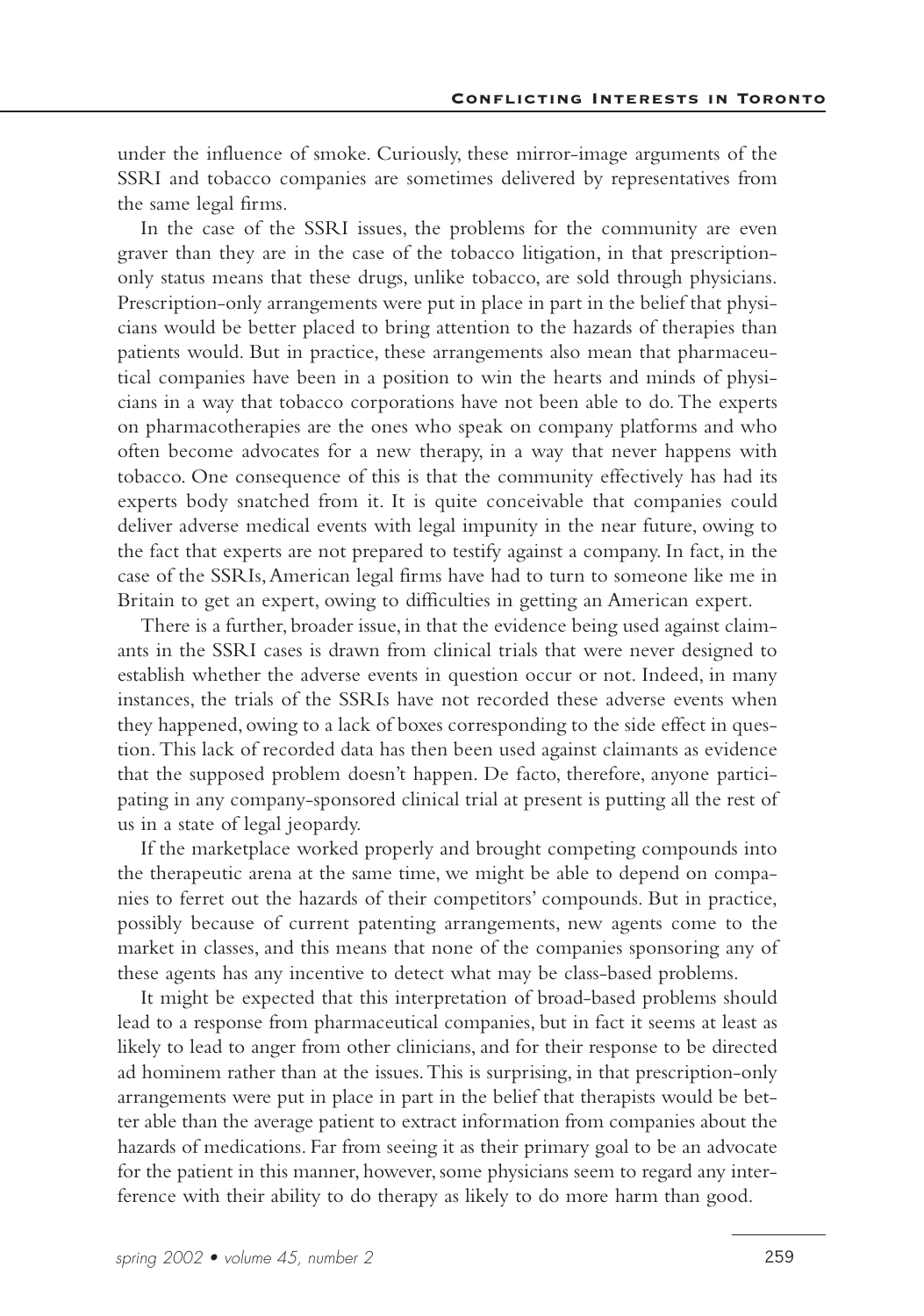under the influence of smoke. Curiously, these mirror-image arguments of the SSRI and tobacco companies are sometimes delivered by representatives from the same legal firms.

In the case of the SSRI issues, the problems for the community are even graver than they are in the case of the tobacco litigation, in that prescription-only status means that these drugs, unlike tobacco, are sold through physicians. Prescription-only arrangements were put in place in part in the belief that physicians would be better placed to bring attention to the hazards of therapies than patients would. But in practice, these arrangements also mean that pharmaceutical companies have been in a position to win the hearts and minds of physicians in a way that tobacco corporations have not been able to do. The experts on pharmacotherapies are the ones who speak on company platforms and who often become advocates for a new therapy, in a way that never happens with tobacco. One consequence of this is that the community effectively has had its experts body snatched from it. It is quite conceivable that companies could deliver adverse medical events with legal impunity in the near future, owing to the fact that experts are not prepared to testify against a company. In fact, in the case of the SSRIs, American legal firms have had to turn to someone like me in Britain to get an expert, owing to difficulties in getting an American expert.

There is a further, broader issue, in that the evidence being used against claimants in the SSRI cases is drawn from clinical trials that were never designed to establish whether the adverse events in question occur or not. Indeed, in many instances, the trials of the SSRIs have not recorded these adverse events when they happened, owing to a lack of boxes corresponding to the side effect in question. This lack of recorded data has then been used against claimants as evidence that the supposed problem doesn't happen. De facto, therefore, anyone participating in any company-sponsored clinical trial at present is putting all the rest of us in a state of legal jeopardy.

If the marketplace worked properly and brought competing compounds into the therapeutic arena at the same time, we might be able to depend on companies to ferret out the hazards of their competitors' compounds. But in practice, possibly because of current patenting arrangements, new agents come to the market in classes, and this means that none of the companies sponsoring any of these agents has any incentive to detect what may be class-based problems.

It might be expected that this interpretation of broad-based problems should lead to a response from pharmaceutical companies, but in fact it seems at least as likely to lead to anger from other clinicians, and for their response to be directed ad hominem rather than at the issues. This is surprising, in that prescription-only arrangements were put in place in part in the belief that therapists would be better able than the average patient to extract information from companies about the hazards of medications. Far from seeing it as their primary goal to be an advocate for the patient in this manner, however, some physicians seem to regard any interference with their ability to do therapy as likely to do more harm than good.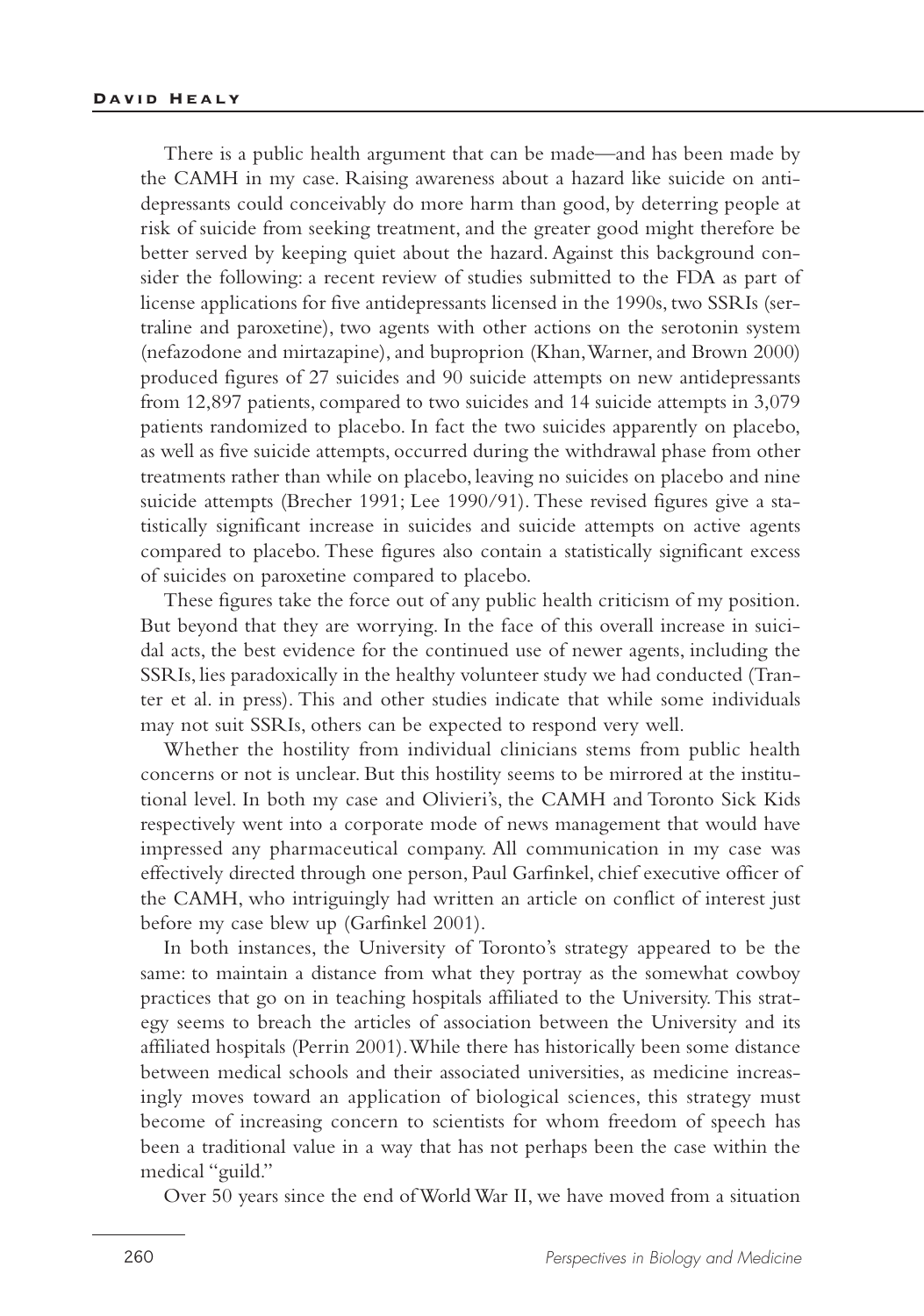There is a public health argument that can be made—and has been made by the CAMH in my case. Raising awareness about a hazard like suicide on antidepressants could conceivably do more harm than good, by deterring people at risk of suicide from seeking treatment, and the greater good might therefore be better served by keeping quiet about the hazard. Against this background consider the following: a recent review of studies submitted to the FDA as part of license applications for five antidepressants licensed in the 1990s, two SSRIs (sertraline and paroxetine), two agents with other actions on the serotonin system (nefazodone and mirtazapine), and buproprion (Khan, Warner, and Brown 2000) produced figures of 27 suicides and 90 suicide attempts on new antidepressants from 12,897 patients, compared to two suicides and 14 suicide attempts in 3,079 patients randomized to placebo. In fact the two suicides apparently on placebo, as well as five suicide attempts, occurred during the withdrawal phase from other treatments rather than while on placebo, leaving no suicides on placebo and nine suicide attempts (Brecher 1991; Lee 1990/91). These revised figures give a statistically significant increase in suicides and suicide attempts on active agents compared to placebo. These figures also contain a statistically significant excess of suicides on paroxetine compared to placebo.

These figures take the force out of any public health criticism of my position. But beyond that they are worrying. In the face of this overall increase in suicidal acts, the best evidence for the continued use of newer agents, including the SSRIs, lies paradoxically in the healthy volunteer study we had conducted (Tranter et al. in press). This and other studies indicate that while some individuals may not suit SSRIs, others can be expected to respond very well.

Whether the hostility from individual clinicians stems from public health concerns or not is unclear. But this hostility seems to be mirrored at the institutional level. In both my case and Olivieri's, the CAMH and Toronto Sick Kids respectively went into a corporate mode of news management that would have impressed any pharmaceutical company. All communication in my case was effectively directed through one person, Paul Garfinkel, chief executive officer of the CAMH, who intriguingly had written an article on conflict of interest just before my case blew up (Garfinkel 2001).

In both instances, the University of Toronto's strategy appeared to be the same: to maintain a distance from what they portray as the somewhat cowboy practices that go on in teaching hospitals affiliated to the University. This strategy seems to breach the articles of association between the University and its affiliated hospitals (Perrin 2001). While there has historically been some distance between medical schools and their associated universities, as medicine increasingly moves toward an application of biological sciences, this strategy must become of increasing concern to scientists for whom freedom of speech has been a traditional value in a way that has not perhaps been the case within the medical "guild."

Over 50 years since the end of World War II, we have moved from a situation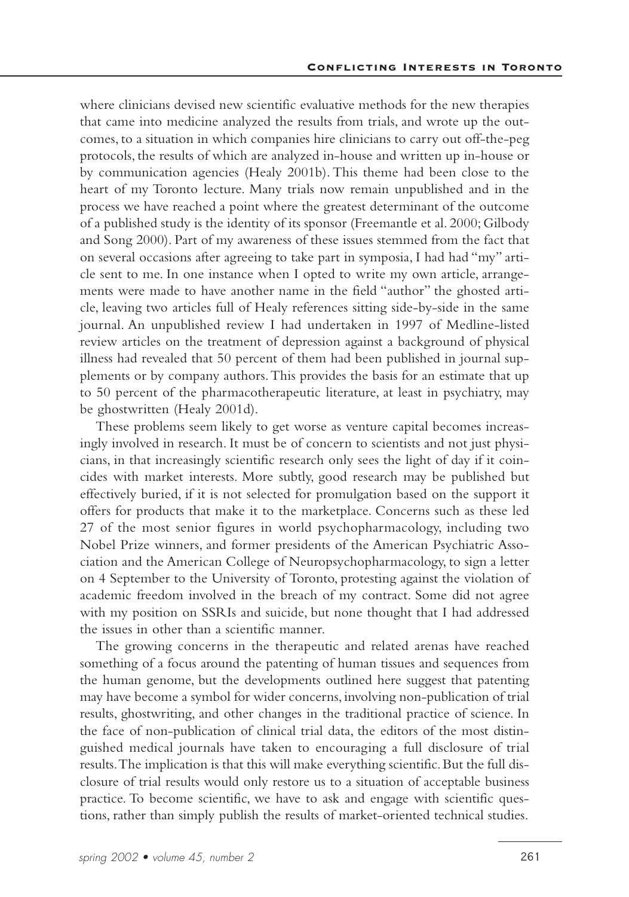where clinicians devised new scientific evaluative methods for the new therapies that came into medicine analyzed the results from trials, and wrote up the outcomes, to a situation in which companies hire clinicians to carry out off-the-peg protocols, the results of which are analyzed in-house and written up in-house or by communication agencies (Healy 2001b). This theme had been close to the heart of my Toronto lecture. Many trials now remain unpublished and in the process we have reached a point where the greatest determinant of the outcome of a published study is the identity of its sponsor (Freemantle et al. 2000; Gilbody and Song 2000). Part of my awareness of these issues stemmed from the fact that on several occasions after agreeing to take part in symposia, I had had "my" article sent to me. In one instance when I opted to write my own article, arrangements were made to have another name in the field "author" the ghosted article, leaving two articles full of Healy references sitting side-by-side in the same journal. An unpublished review I had undertaken in 1997 of Medline-listed review articles on the treatment of depression against a background of physical illness had revealed that 50 percent of them had been published in journal supplements or by company authors. This provides the basis for an estimate that up to 50 percent of the pharmacotherapeutic literature, at least in psychiatry, may be ghostwritten (Healy 2001d).

These problems seem likely to get worse as venture capital becomes increasingly involved in research. It must be of concern to scientists and not just physicians, in that increasingly scientific research only sees the light of day if it coincides with market interests. More subtly, good research may be published but effectively buried, if it is not selected for promulgation based on the support it offers for products that make it to the marketplace. Concerns such as these led 27 of the most senior figures in world psychopharmacology, including two Nobel Prize winners, and former presidents of the American Psychiatric Association and the American College of Neuropsychopharmacology, to sign a letter on 4 September to the University of Toronto, protesting against the violation of academic freedom involved in the breach of my contract. Some did not agree with my position on SSRIs and suicide, but none thought that I had addressed the issues in other than a scientific manner.

The growing concerns in the therapeutic and related arenas have reached something of a focus around the patenting of human tissues and sequences from the human genome, but the developments outlined here suggest that patenting may have become a symbol for wider concerns, involving non-publication of trial results, ghostwriting, and other changes in the traditional practice of science. In the face of non-publication of clinical trial data, the editors of the most distinguished medical journals have taken to encouraging a full disclosure of trial results. The implication is that this will make everything scientific. But the full disclosure of trial results would only restore us to a situation of acceptable business practice. To become scientific, we have to ask and engage with scientific questions, rather than simply publish the results of market-oriented technical studies.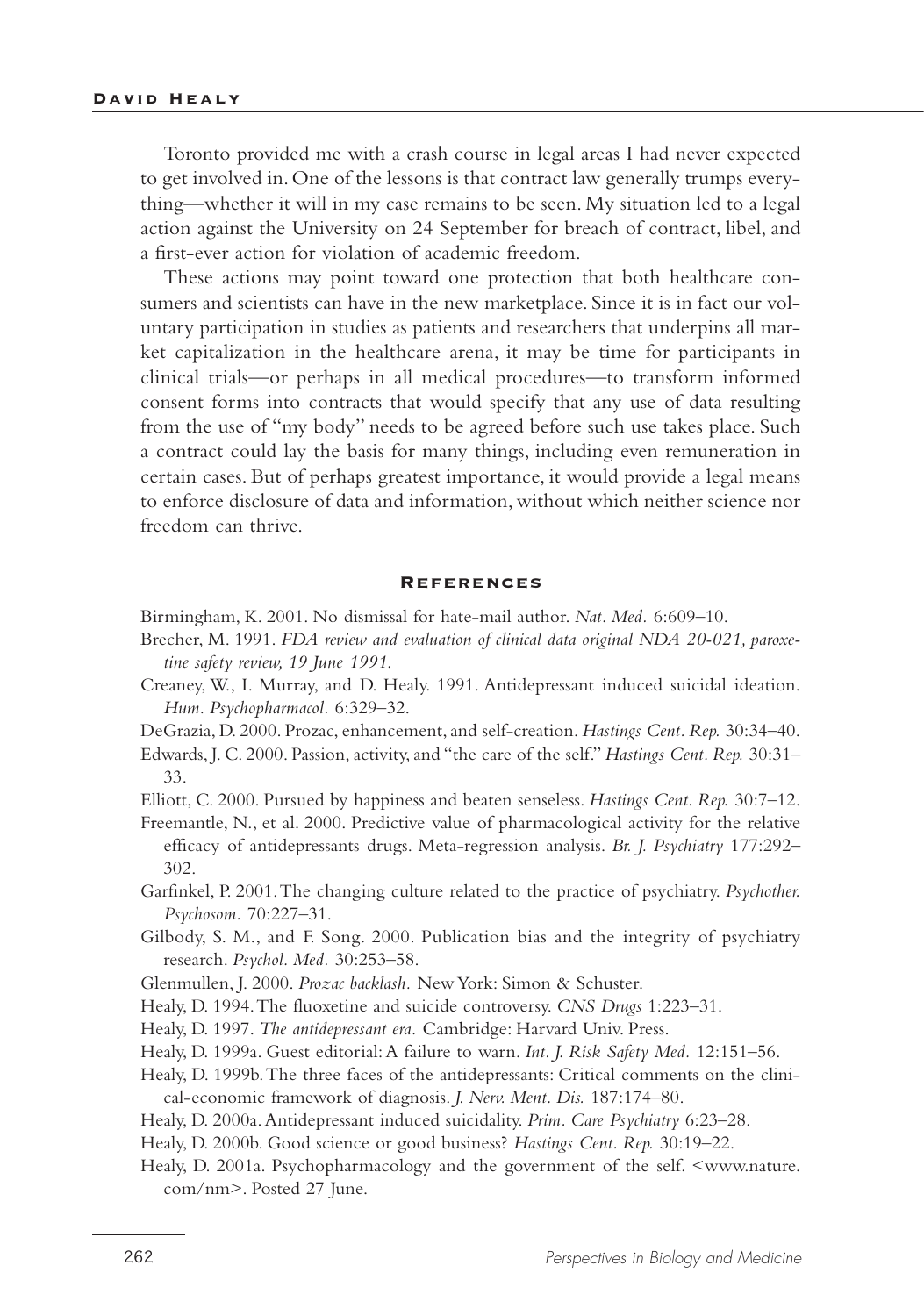Toronto provided me with a crash course in legal areas I had never expected to get involved in. One of the lessons is that contract law generally trumps everything—whether it will in my case remains to be seen. My situation led to a legal action against the University on 24 September for breach of contract, libel, and a first-ever action for violation of academic freedom.

These actions may point toward one protection that both healthcare consumers and scientists can have in the new marketplace. Since it is in fact our voluntary participation in studies as patients and researchers that underpins all market capitalization in the healthcare arena, it may be time for participants in clinical trials—or perhaps in all medical procedures—to transform informed consent forms into contracts that would specify that any use of data resulting from the use of "my body" needs to be agreed before such use takes place. Such a contract could lay the basis for many things, including even remuneration in certain cases. But of perhaps greatest importance, it would provide a legal means to enforce disclosure of data and information, without which neither science nor freedom can thrive.

## References

Birmingham, K. 2001. No dismissal for hate-mail author. *Nat. Med.* 6:609–10.

Brecher, M. 1991. *FDA review and evaluation of clinical data original NDA 20-021, paroxetine safety review, 19 June 1991.*

Creaney, W., I. Murray, and D. Healy. 1991. Antidepressant induced suicidal ideation. *Hum. Psychopharmacol.* 6:329–32.

DeGrazia, D. 2000. Prozac, enhancement, and self-creation. *Hastings Cent. Rep.* 30:34–40.

Edwards, J. C. 2000. Passion, activity, and "the care of the self." *Hastings Cent. Rep.* 30:31–33.

Elliott, C. 2000. Pursued by happiness and beaten senseless. *Hastings Cent. Rep.* 30:7–12.

Freemantle, N., et al. 2000. Predictive value of pharmacological activity for the relative efficacy of antidepressants drugs. Meta-regression analysis. *Br. J. Psychiatry* 177:292–302.

Garfinkel, P. 2001. The changing culture related to the practice of psychiatry. *Psychother. Psychosom.* 70:227–31.

Gilbody, S. M., and F. Song. 2000. Publication bias and the integrity of psychiatry research. *Psychol. Med.* 30:253–58.

Glenmullen, J. 2000. *Prozac backlash.* New York: Simon & Schuster.

Healy, D. 1994. The fluoxetine and suicide controversy. *CNS Drugs* 1:223–31.

Healy, D. 1997. *The antidepressant era.* Cambridge: Harvard Univ. Press.

Healy, D. 1999a. Guest editorial: A failure to warn. *Int. J. Risk Safety Med.* 12:151–56.

Healy, D. 1999b. The three faces of the antidepressants: Critical comments on the clinical-economic framework of diagnosis. *J. Nerv. Ment. Dis.* 187:174–80.

Healy, D. 2000a. Antidepressant induced suicidality. *Prim. Care Psychiatry* 6:23–28.

Healy, D. 2000b. Good science or good business? *Hastings Cent. Rep.* 30:19–22.

Healy, D. 2001a. Psychopharmacology and the government of the self. <www.nature.com/nm>. Posted 27 June.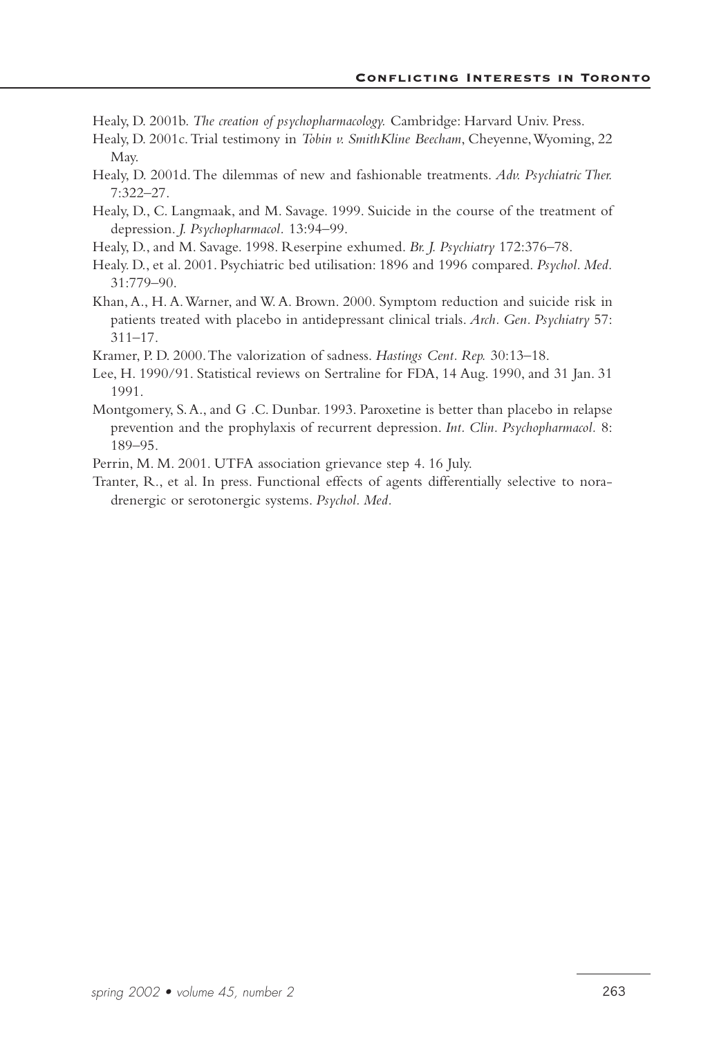Healy, D. 2001b. *The creation of psychopharmacology.* Cambridge: Harvard Univ. Press.

Healy, D. 2001c. Trial testimony in *Tobin v. SmithKline Beecham*, Cheyenne, Wyoming, 22 May.

Healy, D. 2001d. The dilemmas of new and fashionable treatments. *Adv. Psychiatric Ther.* 7:322–27.

Healy, D., C. Langmaak, and M. Savage. 1999. Suicide in the course of the treatment of depression. *J. Psychopharmacol.* 13:94–99.

Healy, D., and M. Savage. 1998. Reserpine exhumed. *Br. J. Psychiatry* 172:376–78.

Healy. D., et al. 2001. Psychiatric bed utilisation: 1896 and 1996 compared. *Psychol. Med.* 31:779–90.

Khan, A., H. A. Warner, and W. A. Brown. 2000. Symptom reduction and suicide risk in patients treated with placebo in antidepressant clinical trials. *Arch. Gen. Psychiatry* 57: 311–17.

Kramer, P. D. 2000. The valorization of sadness. *Hastings Cent. Rep.* 30:13–18.

Lee, H. 1990/91. Statistical reviews on Sertraline for FDA, 14 Aug. 1990, and 31 Jan. 31 1991.

Montgomery, S. A., and G .C. Dunbar. 1993. Paroxetine is better than placebo in relapse prevention and the prophylaxis of recurrent depression. *Int. Clin. Psychopharmacol.* 8: 189–95.

Perrin, M. M. 2001. UTFA association grievance step 4. 16 July.

Tranter, R., et al. In press. Functional effects of agents differentially selective to noradrenergic or serotonergic systems. *Psychol. Med.*